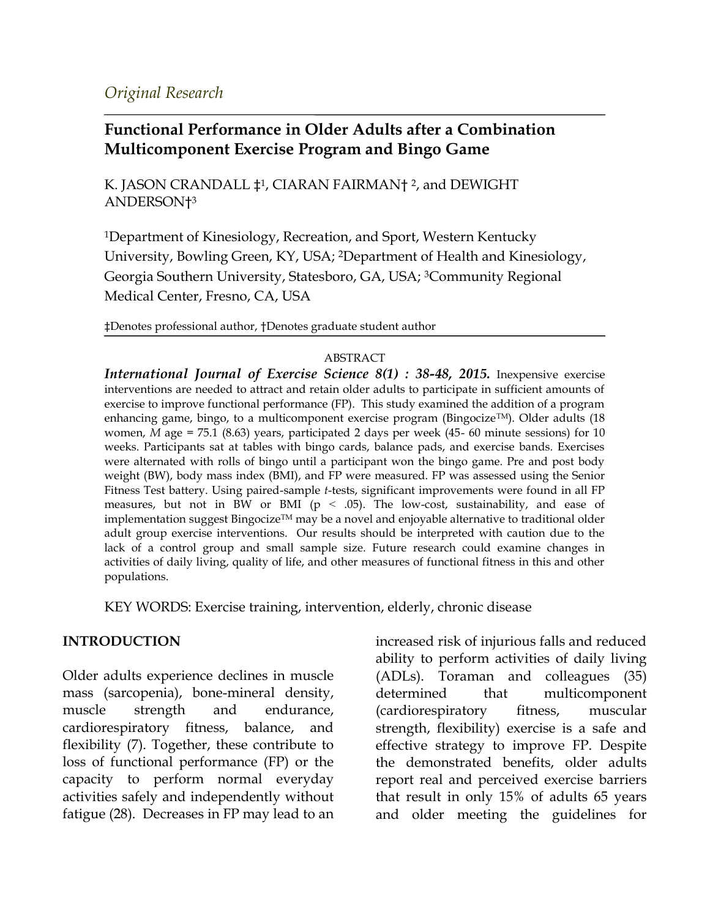*Original Research*

# Functional Performance in Older Adults after a Combination Multicomponent Exercise Program and Bingo Game

K. JASON CRANDALL ‡[1], CIARAN FAIRMAN† [2], and DEWIGHT ANDERSON†[3]

[1]Department of Kinesiology, Recreation, and Sport, Western Kentucky University, Bowling Green, KY, USA; [2]Department of Health and Kinesiology, Georgia Southern University, Statesboro, GA, USA; [3]Community Regional Medical Center, Fresno, CA, USA

‡Denotes professional author, †Denotes graduate student author

## ABSTRACT

***International Journal of Exercise Science 8(1) : 38-48, 2015.*** Inexpensive exercise interventions are needed to attract and retain older adults to participate in sufficient amounts of exercise to improve functional performance (FP). This study examined the addition of a program enhancing game, bingo, to a multicomponent exercise program (Bingocize™). Older adults (18 women, *M* age = 75.1 (8.63) years, participated 2 days per week (45- 60 minute sessions) for 10 weeks. Participants sat at tables with bingo cards, balance pads, and exercise bands. Exercises were alternated with rolls of bingo until a participant won the bingo game. Pre and post body weight (BW), body mass index (BMI), and FP were measured. FP was assessed using the Senior Fitness Test battery. Using paired-sample *t*-tests, significant improvements were found in all FP measures, but not in BW or BMI ($p < .05$). The low-cost, sustainability, and ease of implementation suggest Bingocize™ may be a novel and enjoyable alternative to traditional older adult group exercise interventions. Our results should be interpreted with caution due to the lack of a control group and small sample size. Future research could examine changes in activities of daily living, quality of life, and other measures of functional fitness in this and other populations.

KEY WORDS: Exercise training, intervention, elderly, chronic disease

## INTRODUCTION

Older adults experience declines in muscle mass (sarcopenia), bone-mineral density, muscle strength and endurance, cardiorespiratory fitness, balance, and flexibility (7). Together, these contribute to loss of functional performance (FP) or the capacity to perform normal everyday activities safely and independently without fatigue (28). Decreases in FP may lead to an increased risk of injurious falls and reduced ability to perform activities of daily living (ADLs). Toraman and colleagues (35) determined that multicomponent (cardiorespiratory fitness, muscular strength, flexibility) exercise is a safe and effective strategy to improve FP. Despite the demonstrated benefits, older adults report real and perceived exercise barriers that result in only 15% of adults 65 years and older meeting the guidelines for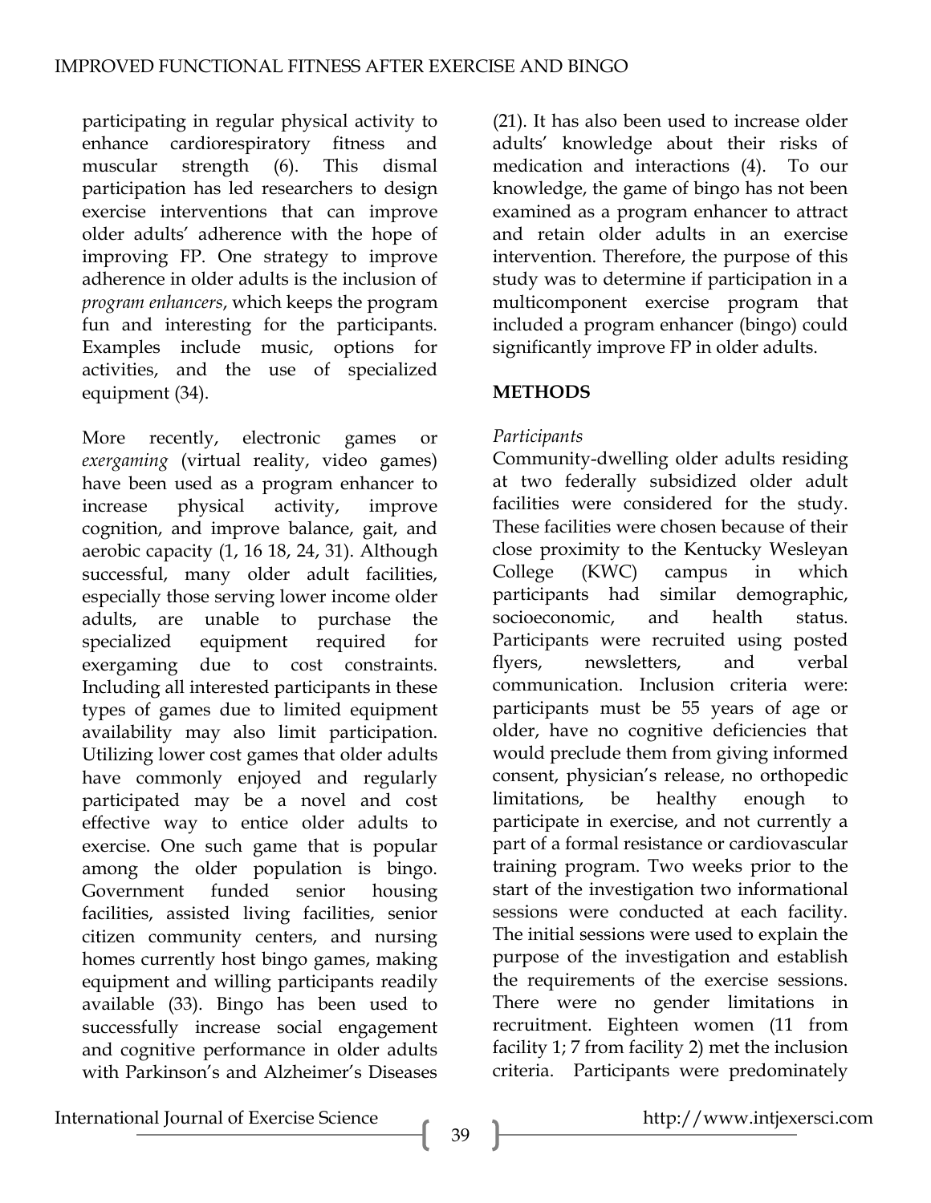participating in regular physical activity to enhance cardiorespiratory fitness and muscular strength (6). This dismal participation has led researchers to design exercise interventions that can improve older adults' adherence with the hope of improving FP. One strategy to improve adherence in older adults is the inclusion of *program enhancers*, which keeps the program fun and interesting for the participants. Examples include music, options for activities, and the use of specialized equipment (34).

More recently, electronic games or *exergaming* (virtual reality, video games) have been used as a program enhancer to increase physical activity, improve cognition, and improve balance, gait, and aerobic capacity (1, 16 18, 24, 31). Although successful, many older adult facilities, especially those serving lower income older adults, are unable to purchase the specialized equipment required for exergaming due to cost constraints. Including all interested participants in these types of games due to limited equipment availability may also limit participation. Utilizing lower cost games that older adults have commonly enjoyed and regularly participated may be a novel and cost effective way to entice older adults to exercise. One such game that is popular among the older population is bingo. Government funded senior housing facilities, assisted living facilities, senior citizen community centers, and nursing homes currently host bingo games, making equipment and willing participants readily available (33). Bingo has been used to successfully increase social engagement and cognitive performance in older adults with Parkinson's and Alzheimer's Diseases (21). It has also been used to increase older adults' knowledge about their risks of medication and interactions (4). To our knowledge, the game of bingo has not been examined as a program enhancer to attract and retain older adults in an exercise intervention. Therefore, the purpose of this study was to determine if participation in a multicomponent exercise program that included a program enhancer (bingo) could significantly improve FP in older adults.

## METHODS

*Participants*

Community-dwelling older adults residing at two federally subsidized older adult facilities were considered for the study. These facilities were chosen because of their close proximity to the Kentucky Wesleyan College (KWC) campus in which participants had similar demographic, socioeconomic, and health status. Participants were recruited using posted flyers, newsletters, and verbal communication. Inclusion criteria were: participants must be 55 years of age or older, have no cognitive deficiencies that would preclude them from giving informed consent, physician's release, no orthopedic limitations, be healthy enough to participate in exercise, and not currently a part of a formal resistance or cardiovascular training program. Two weeks prior to the start of the investigation two informational sessions were conducted at each facility. The initial sessions were used to explain the purpose of the investigation and establish the requirements of the exercise sessions. There were no gender limitations in recruitment. Eighteen women (11 from facility 1; 7 from facility 2) met the inclusion criteria. Participants were predominately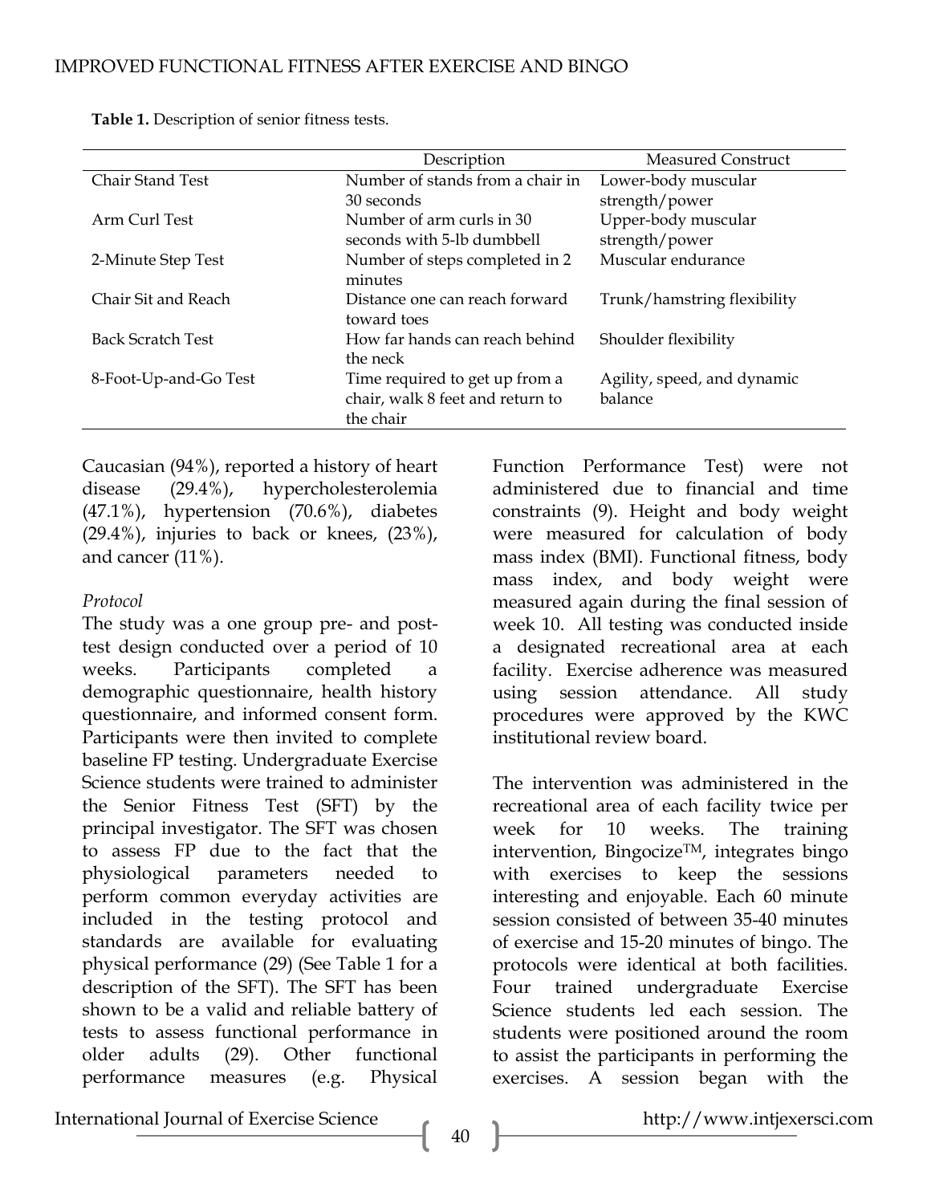**Table 1.** Description of senior fitness tests.

| | Description | Measured Construct |
|---|---|---|
| Chair Stand Test | Number of stands from a chair in 30 seconds | Lower-body muscular strength/power |
| Arm Curl Test | Number of arm curls in 30 seconds with 5-lb dumbbell | Upper-body muscular strength/power |
| 2-Minute Step Test | Number of steps completed in 2 minutes | Muscular endurance |
| Chair Sit and Reach | Distance one can reach forward toward toes | Trunk/hamstring flexibility |
| Back Scratch Test | How far hands can reach behind the neck | Shoulder flexibility |
| 8-Foot-Up-and-Go Test | Time required to get up from a chair, walk 8 feet and return to the chair | Agility, speed, and dynamic balance |

Caucasian (94%), reported a history of heart disease (29.4%), hypercholesterolemia (47.1%), hypertension (70.6%), diabetes (29.4%), injuries to back or knees, (23%), and cancer (11%).

*Protocol*

The study was a one group pre- and post-test design conducted over a period of 10 weeks. Participants completed a demographic questionnaire, health history questionnaire, and informed consent form. Participants were then invited to complete baseline FP testing. Undergraduate Exercise Science students were trained to administer the Senior Fitness Test (SFT) by the principal investigator. The SFT was chosen to assess FP due to the fact that the physiological parameters needed to perform common everyday activities are included in the testing protocol and standards are available for evaluating physical performance (29) (See Table 1 for a description of the SFT). The SFT has been shown to be a valid and reliable battery of tests to assess functional performance in older adults (29). Other functional performance measures (e.g. Physical Function Performance Test) were not administered due to financial and time constraints (9). Height and body weight were measured for calculation of body mass index (BMI). Functional fitness, body mass index, and body weight were measured again during the final session of week 10. All testing was conducted inside a designated recreational area at each facility. Exercise adherence was measured using session attendance. All study procedures were approved by the KWC institutional review board.

The intervention was administered in the recreational area of each facility twice per week for 10 weeks. The training intervention, Bingocize™, integrates bingo with exercises to keep the sessions interesting and enjoyable. Each 60 minute session consisted of between 35-40 minutes of exercise and 15-20 minutes of bingo. The protocols were identical at both facilities. Four trained undergraduate Exercise Science students led each session. The students were positioned around the room to assist the participants in performing the exercises. A session began with the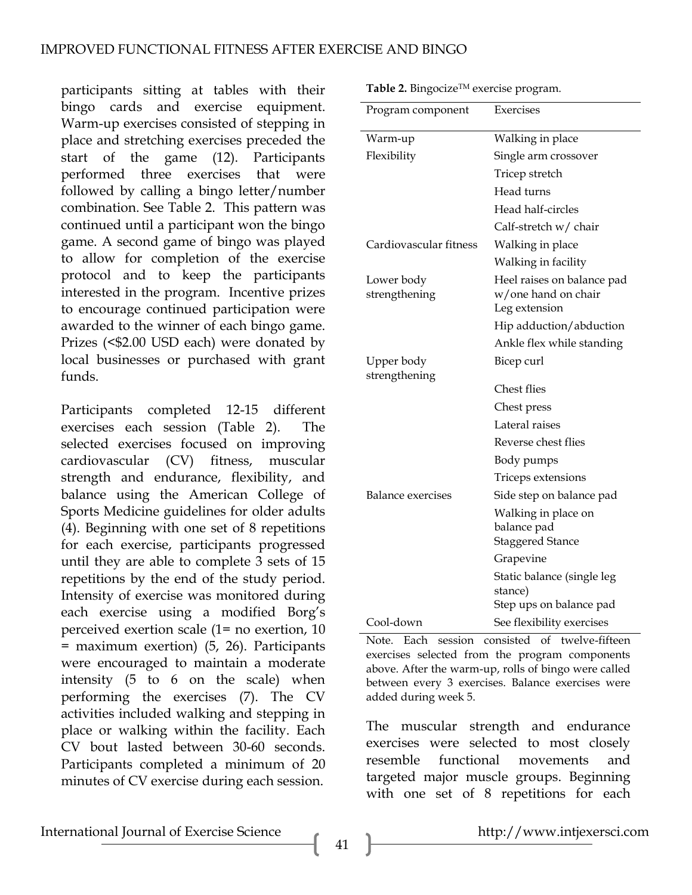participants sitting at tables with their bingo cards and exercise equipment. Warm-up exercises consisted of stepping in place and stretching exercises preceded the start of the game (12). Participants performed three exercises that were followed by calling a bingo letter/number combination. See Table 2. This pattern was continued until a participant won the bingo game. A second game of bingo was played to allow for completion of the exercise protocol and to keep the participants interested in the program. Incentive prizes to encourage continued participation were awarded to the winner of each bingo game. Prizes (<$2.00 USD each) were donated by local businesses or purchased with grant funds.

Participants completed 12-15 different exercises each session (Table 2). The selected exercises focused on improving cardiovascular (CV) fitness, muscular strength and endurance, flexibility, and balance using the American College of Sports Medicine guidelines for older adults (4). Beginning with one set of 8 repetitions for each exercise, participants progressed until they are able to complete 3 sets of 15 repetitions by the end of the study period. Intensity of exercise was monitored during each exercise using a modified Borg's perceived exertion scale (1= no exertion, 10 = maximum exertion) (5, 26). Participants were encouraged to maintain a moderate intensity (5 to 6 on the scale) when performing the exercises (7). The CV activities included walking and stepping in place or walking within the facility. Each CV bout lasted between 30-60 seconds. Participants completed a minimum of 20 minutes of CV exercise during each session.

**Table 2.** Bingocize™ exercise program.

| Program component | Exercises |
|---|---|
| Warm-up | Walking in place |
| Flexibility | Single arm crossover |
| | Tricep stretch |
| | Head turns |
| | Head half-circles |
| | Calf-stretch w/ chair |
| Cardiovascular fitness | Walking in place |
| | Walking in facility |
| Lower body strengthening | Heel raises on balance pad w/one hand on chair |
| | Leg extension |
| | Hip adduction/abduction |
| | Ankle flex while standing |
| Upper body strengthening | Bicep curl |
| | Chest flies |
| | Chest press |
| | Lateral raises |
| | Reverse chest flies |
| | Body pumps |
| | Triceps extensions |
| Balance exercises | Side step on balance pad |
| | Walking in place on balance pad |
| | Staggered Stance |
| | Grapevine |
| | Static balance (single leg stance) |
| | Step ups on balance pad |
| Cool-down | See flexibility exercises |

Note. Each session consisted of twelve-fifteen exercises selected from the program components above. After the warm-up, rolls of bingo were called between every 3 exercises. Balance exercises were added during week 5.

The muscular strength and endurance exercises were selected to most closely resemble functional movements and targeted major muscle groups. Beginning with one set of 8 repetitions for each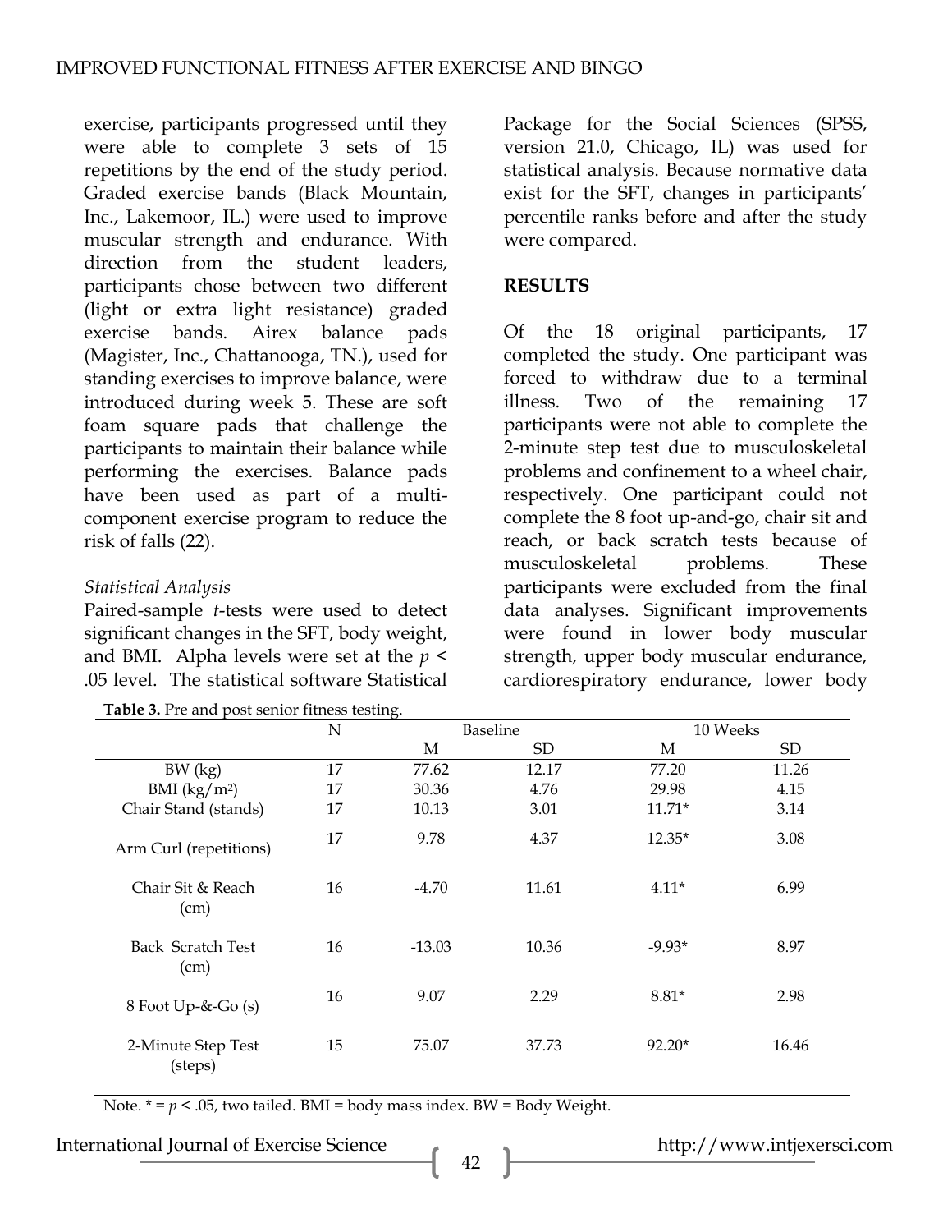exercise, participants progressed until they were able to complete 3 sets of 15 repetitions by the end of the study period. Graded exercise bands (Black Mountain, Inc., Lakemoor, IL.) were used to improve muscular strength and endurance. With direction from the student leaders, participants chose between two different (light or extra light resistance) graded exercise bands. Airex balance pads (Magister, Inc., Chattanooga, TN.), used for standing exercises to improve balance, were introduced during week 5. These are soft foam square pads that challenge the participants to maintain their balance while performing the exercises. Balance pads have been used as part of a multi-component exercise program to reduce the risk of falls (22).

*Statistical Analysis*

Paired-sample *t*-tests were used to detect significant changes in the SFT, body weight, and BMI. Alpha levels were set at the $p < .05$ level. The statistical software Statistical Package for the Social Sciences (SPSS, version 21.0, Chicago, IL) was used for statistical analysis. Because normative data exist for the SFT, changes in participants' percentile ranks before and after the study were compared.

## RESULTS

Of the 18 original participants, 17 completed the study. One participant was forced to withdraw due to a terminal illness. Two of the remaining 17 participants were not able to complete the 2-minute step test due to musculoskeletal problems and confinement to a wheel chair, respectively. One participant could not complete the 8 foot up-and-go, chair sit and reach, or back scratch tests because of musculoskeletal problems. These participants were excluded from the final data analyses. Significant improvements were found in lower body muscular strength, upper body muscular endurance, cardiorespiratory endurance, lower body

**Table 3.** Pre and post senior fitness testing.

| | N | Baseline | | 10 Weeks | |
|---|---|---|---|---|---|
| | | M | SD | M | SD |
| BW (kg) | 17 | 77.62 | 12.17 | 77.20 | 11.26 |
| BMI (kg/m$^2$) | 17 | 30.36 | 4.76 | 29.98 | 4.15 |
| Chair Stand (stands) | 17 | 10.13 | 3.01 | 11.71* | 3.14 |
| Arm Curl (repetitions) | 17 | 9.78 | 4.37 | 12.35* | 3.08 |
| Chair Sit & Reach (cm) | 16 | -4.70 | 11.61 | 4.11* | 6.99 |
| Back Scratch Test (cm) | 16 | -13.03 | 10.36 | -9.93* | 8.97 |
| 8 Foot Up-&-Go (s) | 16 | 9.07 | 2.29 | 8.81* | 2.98 |
| 2-Minute Step Test (steps) | 15 | 75.07 | 37.73 | 92.20* | 16.46 |

Note. * = $p < .05$, two tailed. BMI = body mass index. BW = Body Weight.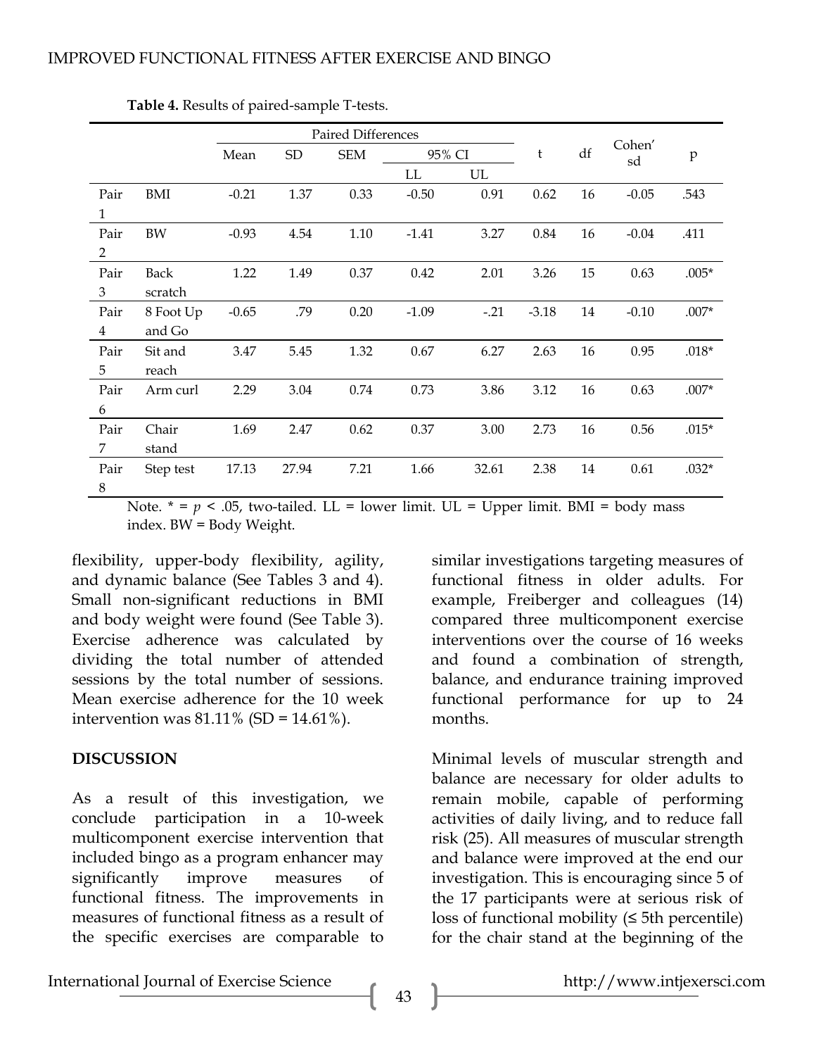**Table 4.** Results of paired-sample T-tests.

| | | Paired Differences | | | | | t | df | Cohen'sd | p |
|---|---|---|---|---|---|---|---|---|---|---|
| | | Mean | SD | SEM | 95% CI | | | | | |
| | | | | | LL | UL | | | | |
| Pair 1 | BMI | -0.21 | 1.37 | 0.33 | -0.50 | 0.91 | 0.62 | 16 | -0.05 | .543 |
| Pair 2 | BW | -0.93 | 4.54 | 1.10 | -1.41 | 3.27 | 0.84 | 16 | -0.04 | .411 |
| Pair 3 | Back scratch | 1.22 | 1.49 | 0.37 | 0.42 | 2.01 | 3.26 | 15 | 0.63 | .005* |
| Pair 4 | 8 Foot Up and Go | -0.65 | .79 | 0.20 | -1.09 | -.21 | -3.18 | 14 | -0.10 | .007* |
| Pair 5 | Sit and reach | 3.47 | 5.45 | 1.32 | 0.67 | 6.27 | 2.63 | 16 | 0.95 | .018* |
| Pair 6 | Arm curl | 2.29 | 3.04 | 0.74 | 0.73 | 3.86 | 3.12 | 16 | 0.63 | .007* |
| Pair 7 | Chair stand | 1.69 | 2.47 | 0.62 | 0.37 | 3.00 | 2.73 | 16 | 0.56 | .015* |
| Pair 8 | Step test | 17.13 | 27.94 | 7.21 | 1.66 | 32.61 | 2.38 | 14 | 0.61 | .032* |

Note. * = $p < .05$, two-tailed. LL = lower limit. UL = Upper limit. BMI = body mass index. BW = Body Weight.

flexibility, upper-body flexibility, agility, and dynamic balance (See Tables 3 and 4). Small non-significant reductions in BMI and body weight were found (See Table 3). Exercise adherence was calculated by dividing the total number of attended sessions by the total number of sessions. Mean exercise adherence for the 10 week intervention was 81.11% (SD = 14.61%).

## DISCUSSION

As a result of this investigation, we conclude participation in a 10-week multicomponent exercise intervention that included bingo as a program enhancer may significantly improve measures of functional fitness. The improvements in measures of functional fitness as a result of the specific exercises are comparable to similar investigations targeting measures of functional fitness in older adults. For example, Freiberger and colleagues (14) compared three multicomponent exercise interventions over the course of 16 weeks and found a combination of strength, balance, and endurance training improved functional performance for up to 24 months.

Minimal levels of muscular strength and balance are necessary for older adults to remain mobile, capable of performing activities of daily living, and to reduce fall risk (25). All measures of muscular strength and balance were improved at the end our investigation. This is encouraging since 5 of the 17 participants were at serious risk of loss of functional mobility (≤ 5th percentile) for the chair stand at the beginning of the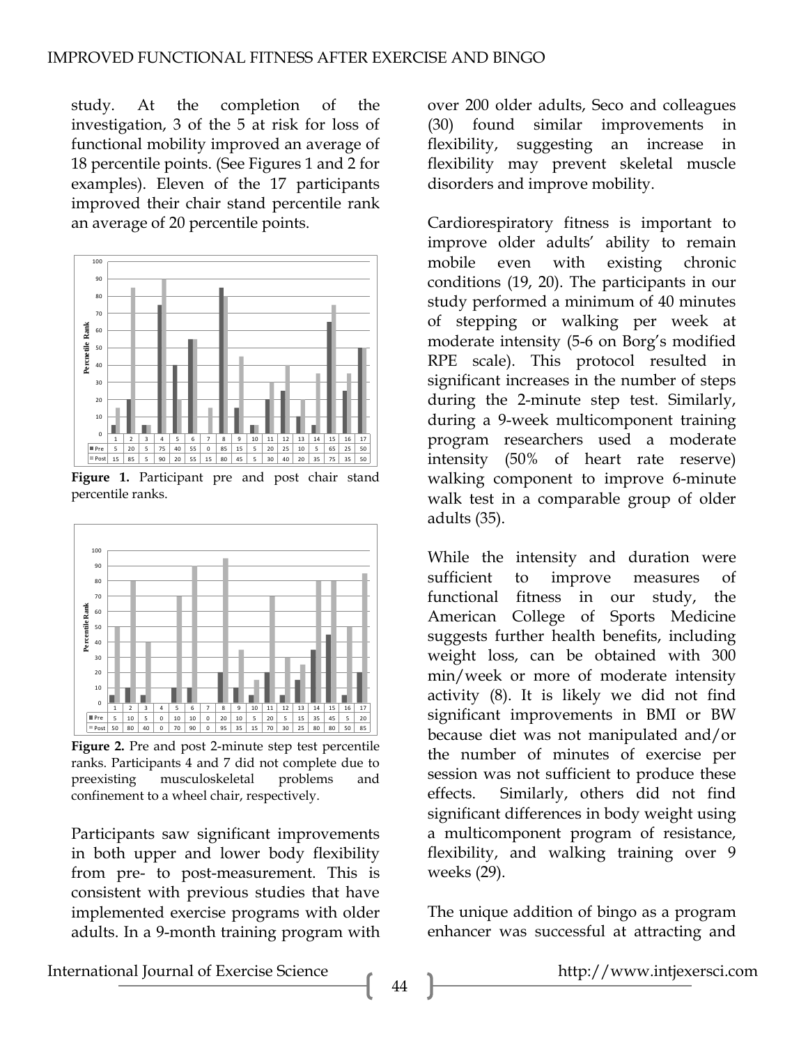study. At the completion of the investigation, 3 of the 5 at risk for loss of functional mobility improved an average of 18 percentile points. (See Figures 1 and 2 for examples). Eleven of the 17 participants improved their chair stand percentile rank an average of 20 percentile points.

| | 1 | 2 | 3 | 4 | 5 | 6 | 7 | 8 | 9 | 10 | 11 | 12 | 13 | 14 | 15 | 16 | 17 |
|---|---|---|---|---|---|---|---|---|---|---|---|---|---|---|---|---|---|
| Pre | 5 | 20 | 5 | 75 | 40 | 55 | 0 | 85 | 15 | 5 | 20 | 25 | 10 | 5 | 65 | 25 | 50 |
| Post | 15 | 85 | 5 | 90 | 20 | 55 | 15 | 80 | 45 | 5 | 30 | 40 | 20 | 35 | 75 | 35 | 50 |

**Figure 1.** Participant pre and post chair stand percentile ranks.

| | 1 | 2 | 3 | 4 | 5 | 6 | 7 | 8 | 9 | 10 | 11 | 12 | 13 | 14 | 15 | 16 | 17 |
|---|---|---|---|---|---|---|---|---|---|---|---|---|---|---|---|---|---|
| Pre | 5 | 10 | 5 | 0 | 10 | 10 | 0 | 20 | 10 | 5 | 20 | 5 | 15 | 35 | 45 | 5 | 20 |
| Post | 50 | 80 | 40 | 0 | 70 | 90 | 0 | 95 | 35 | 15 | 70 | 30 | 25 | 80 | 80 | 50 | 85 |

**Figure 2.** Pre and post 2-minute step test percentile ranks. Participants 4 and 7 did not complete due to preexisting musculoskeletal problems and confinement to a wheel chair, respectively.

Participants saw significant improvements in both upper and lower body flexibility from pre- to post-measurement. This is consistent with previous studies that have implemented exercise programs with older adults. In a 9-month training program with over 200 older adults, Seco and colleagues (30) found similar improvements in flexibility, suggesting an increase in flexibility may prevent skeletal muscle disorders and improve mobility.

Cardiorespiratory fitness is important to improve older adults' ability to remain mobile even with existing chronic conditions (19, 20). The participants in our study performed a minimum of 40 minutes of stepping or walking per week at moderate intensity (5-6 on Borg's modified RPE scale). This protocol resulted in significant increases in the number of steps during the 2-minute step test. Similarly, during a 9-week multicomponent training program researchers used a moderate intensity (50% of heart rate reserve) walking component to improve 6-minute walk test in a comparable group of older adults (35).

While the intensity and duration were sufficient to improve measures of functional fitness in our study, the American College of Sports Medicine suggests further health benefits, including weight loss, can be obtained with 300 min/week or more of moderate intensity activity (8). It is likely we did not find significant improvements in BMI or BW because diet was not manipulated and/or the number of minutes of exercise per session was not sufficient to produce these effects. Similarly, others did not find significant differences in body weight using a multicomponent program of resistance, flexibility, and walking training over 9 weeks (29).

The unique addition of bingo as a program enhancer was successful at attracting and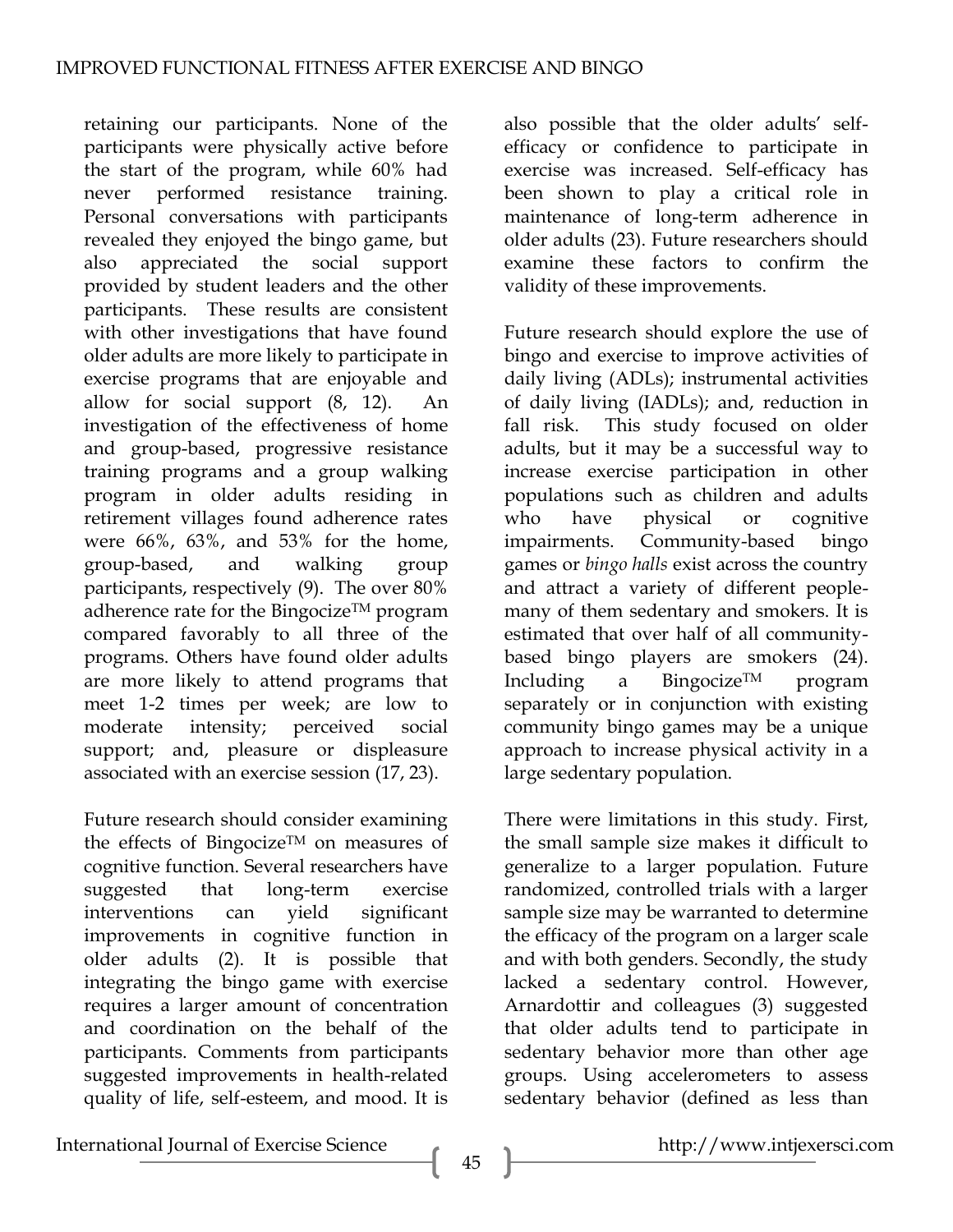retaining our participants. None of the participants were physically active before the start of the program, while 60% had never performed resistance training. Personal conversations with participants revealed they enjoyed the bingo game, but also appreciated the social support provided by student leaders and the other participants. These results are consistent with other investigations that have found older adults are more likely to participate in exercise programs that are enjoyable and allow for social support (8, 12). An investigation of the effectiveness of home and group-based, progressive resistance training programs and a group walking program in older adults residing in retirement villages found adherence rates were 66%, 63%, and 53% for the home, group-based, and walking group participants, respectively (9). The over 80% adherence rate for the Bingocize™ program compared favorably to all three of the programs. Others have found older adults are more likely to attend programs that meet 1-2 times per week; are low to moderate intensity; perceived social support; and, pleasure or displeasure associated with an exercise session (17, 23).

Future research should consider examining the effects of Bingocize™ on measures of cognitive function. Several researchers have suggested that long-term exercise interventions can yield significant improvements in cognitive function in older adults (2). It is possible that integrating the bingo game with exercise requires a larger amount of concentration and coordination on the behalf of the participants. Comments from participants suggested improvements in health-related quality of life, self-esteem, and mood. It is also possible that the older adults' self-efficacy or confidence to participate in exercise was increased. Self-efficacy has been shown to play a critical role in maintenance of long-term adherence in older adults (23). Future researchers should examine these factors to confirm the validity of these improvements.

Future research should explore the use of bingo and exercise to improve activities of daily living (ADLs); instrumental activities of daily living (IADLs); and, reduction in fall risk. This study focused on older adults, but it may be a successful way to increase exercise participation in other populations such as children and adults who have physical or cognitive impairments. Community-based bingo games or *bingo halls* exist across the country and attract a variety of different people-many of them sedentary and smokers. It is estimated that over half of all community-based bingo players are smokers (24). Including a Bingocize™ program separately or in conjunction with existing community bingo games may be a unique approach to increase physical activity in a large sedentary population.

There were limitations in this study. First, the small sample size makes it difficult to generalize to a larger population. Future randomized, controlled trials with a larger sample size may be warranted to determine the efficacy of the program on a larger scale and with both genders. Secondly, the study lacked a sedentary control. However, Arnardottir and colleagues (3) suggested that older adults tend to participate in sedentary behavior more than other age groups. Using accelerometers to assess sedentary behavior (defined as less than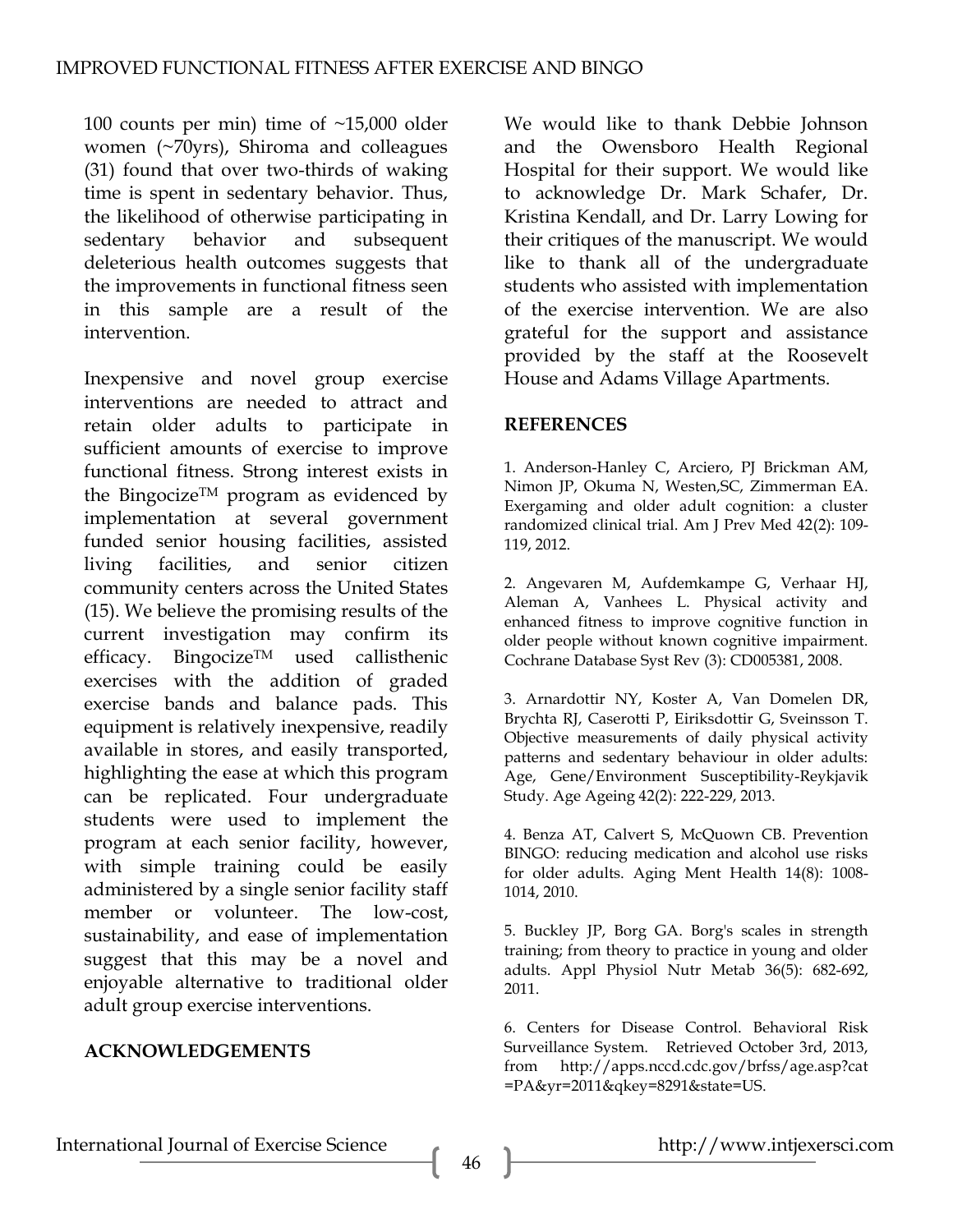100 counts per min) time of ~15,000 older women (~70yrs), Shiroma and colleagues (31) found that over two-thirds of waking time is spent in sedentary behavior. Thus, the likelihood of otherwise participating in sedentary behavior and subsequent deleterious health outcomes suggests that the improvements in functional fitness seen in this sample are a result of the intervention.

Inexpensive and novel group exercise interventions are needed to attract and retain older adults to participate in sufficient amounts of exercise to improve functional fitness. Strong interest exists in the Bingocize™ program as evidenced by implementation at several government funded senior housing facilities, assisted living facilities, and senior citizen community centers across the United States (15). We believe the promising results of the current investigation may confirm its efficacy. Bingocize™ used callisthenic exercises with the addition of graded exercise bands and balance pads. This equipment is relatively inexpensive, readily available in stores, and easily transported, highlighting the ease at which this program can be replicated. Four undergraduate students were used to implement the program at each senior facility, however, with simple training could be easily administered by a single senior facility staff member or volunteer. The low-cost, sustainability, and ease of implementation suggest that this may be a novel and enjoyable alternative to traditional older adult group exercise interventions.

## ACKNOWLEDGEMENTS

We would like to thank Debbie Johnson and the Owensboro Health Regional Hospital for their support. We would like to acknowledge Dr. Mark Schafer, Dr. Kristina Kendall, and Dr. Larry Lowing for their critiques of the manuscript. We would like to thank all of the undergraduate students who assisted with implementation of the exercise intervention. We are also grateful for the support and assistance provided by the staff at the Roosevelt House and Adams Village Apartments.

## REFERENCES

1. Anderson-Hanley C, Arciero, PJ Brickman AM, Nimon JP, Okuma N, Westen,SC, Zimmerman EA. Exergaming and older adult cognition: a cluster randomized clinical trial. Am J Prev Med 42(2): 109-119, 2012.

2. Angevaren M, Aufdemkampe G, Verhaar HJ, Aleman A, Vanhees L. Physical activity and enhanced fitness to improve cognitive function in older people without known cognitive impairment. Cochrane Database Syst Rev (3): CD005381, 2008.

3. Arnardottir NY, Koster A, Van Domelen DR, Brychta RJ, Caserotti P, Eiriksdottir G, Sveinsson T. Objective measurements of daily physical activity patterns and sedentary behaviour in older adults: Age, Gene/Environment Susceptibility-Reykjavik Study. Age Ageing 42(2): 222-229, 2013.

4. Benza AT, Calvert S, McQuown CB. Prevention BINGO: reducing medication and alcohol use risks for older adults. Aging Ment Health 14(8): 1008-1014, 2010.

5. Buckley JP, Borg GA. Borg's scales in strength training; from theory to practice in young and older adults. Appl Physiol Nutr Metab 36(5): 682-692, 2011.

6. Centers for Disease Control. Behavioral Risk Surveillance System. Retrieved October 3rd, 2013, from http://apps.nccd.cdc.gov/brfss/age.asp?cat=PA&yr=2011&qkey=8291&state=US.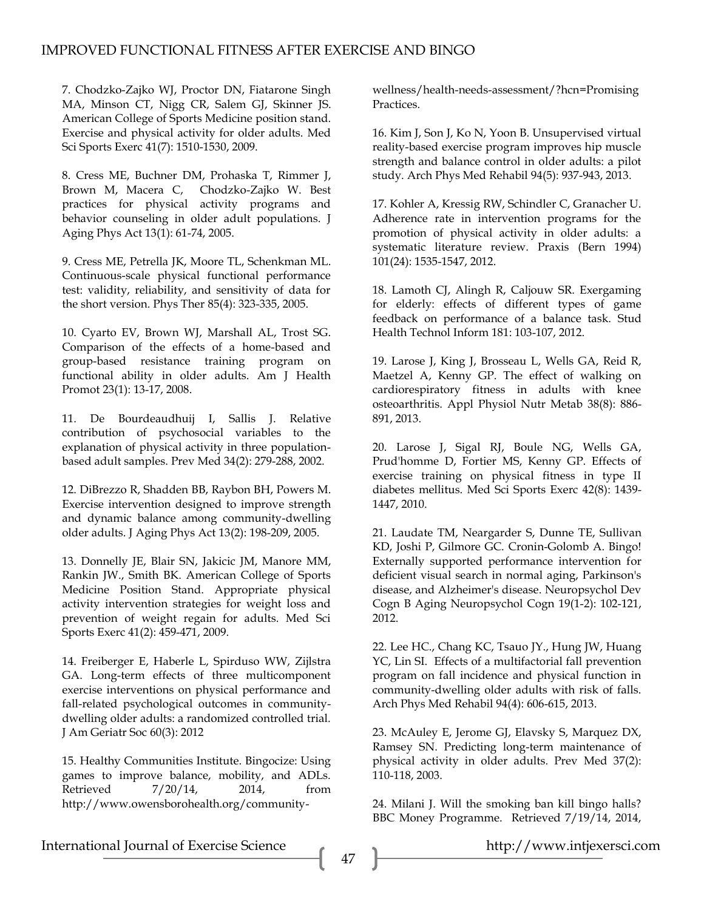7. Chodzko-Zajko WJ, Proctor DN, Fiatarone Singh MA, Minson CT, Nigg CR, Salem GJ, Skinner JS. American College of Sports Medicine position stand. Exercise and physical activity for older adults. Med Sci Sports Exerc 41(7): 1510-1530, 2009.

8. Cress ME, Buchner DM, Prohaska T, Rimmer J, Brown M, Macera C, Chodzko-Zajko W. Best practices for physical activity programs and behavior counseling in older adult populations. J Aging Phys Act 13(1): 61-74, 2005.

9. Cress ME, Petrella JK, Moore TL, Schenkman ML. Continuous-scale physical functional performance test: validity, reliability, and sensitivity of data for the short version. Phys Ther 85(4): 323-335, 2005.

10. Cyarto EV, Brown WJ, Marshall AL, Trost SG. Comparison of the effects of a home-based and group-based resistance training program on functional ability in older adults. Am J Health Promot 23(1): 13-17, 2008.

11. De Bourdeaudhuij I, Sallis J. Relative contribution of psychosocial variables to the explanation of physical activity in three population-based adult samples. Prev Med 34(2): 279-288, 2002.

12. DiBrezzo R, Shadden BB, Raybon BH, Powers M. Exercise intervention designed to improve strength and dynamic balance among community-dwelling older adults. J Aging Phys Act 13(2): 198-209, 2005.

13. Donnelly JE, Blair SN, Jakicic JM, Manore MM, Rankin JW., Smith BK. American College of Sports Medicine Position Stand. Appropriate physical activity intervention strategies for weight loss and prevention of weight regain for adults. Med Sci Sports Exerc 41(2): 459-471, 2009.

14. Freiberger E, Haberle L, Spirduso WW, Zijlstra GA. Long-term effects of three multicomponent exercise interventions on physical performance and fall-related psychological outcomes in community-dwelling older adults: a randomized controlled trial. J Am Geriatr Soc 60(3): 2012

15. Healthy Communities Institute. Bingocize: Using games to improve balance, mobility, and ADLs. Retrieved 7/20/14, 2014, from http://www.owensborohealth.org/community-wellness/health-needs-assessment/?hcn=PromisingPractices.

16. Kim J, Son J, Ko N, Yoon B. Unsupervised virtual reality-based exercise program improves hip muscle strength and balance control in older adults: a pilot study. Arch Phys Med Rehabil 94(5): 937-943, 2013.

17. Kohler A, Kressig RW, Schindler C, Granacher U. Adherence rate in intervention programs for the promotion of physical activity in older adults: a systematic literature review. Praxis (Bern 1994) 101(24): 1535-1547, 2012.

18. Lamoth CJ, Alingh R, Caljouw SR. Exergaming for elderly: effects of different types of game feedback on performance of a balance task. Stud Health Technol Inform 181: 103-107, 2012.

19. Larose J, King J, Brosseau L, Wells GA, Reid R, Maetzel A, Kenny GP. The effect of walking on cardiorespiratory fitness in adults with knee osteoarthritis. Appl Physiol Nutr Metab 38(8): 886-891, 2013.

20. Larose J, Sigal RJ, Boule NG, Wells GA, Prud'homme D, Fortier MS, Kenny GP. Effects of exercise training on physical fitness in type II diabetes mellitus. Med Sci Sports Exerc 42(8): 1439-1447, 2010.

21. Laudate TM, Neargarder S, Dunne TE, Sullivan KD, Joshi P, Gilmore GC. Cronin-Golomb A. Bingo! Externally supported performance intervention for deficient visual search in normal aging, Parkinson's disease, and Alzheimer's disease. Neuropsychol Dev Cogn B Aging Neuropsychol Cogn 19(1-2): 102-121, 2012.

22. Lee HC., Chang KC, Tsauo JY., Hung JW, Huang YC, Lin SI. Effects of a multifactorial fall prevention program on fall incidence and physical function in community-dwelling older adults with risk of falls. Arch Phys Med Rehabil 94(4): 606-615, 2013.

23. McAuley E, Jerome GJ, Elavsky S, Marquez DX, Ramsey SN. Predicting long-term maintenance of physical activity in older adults. Prev Med 37(2): 110-118, 2003.

24. Milani J. Will the smoking ban kill bingo halls? BBC Money Programme. Retrieved 7/19/14, 2014,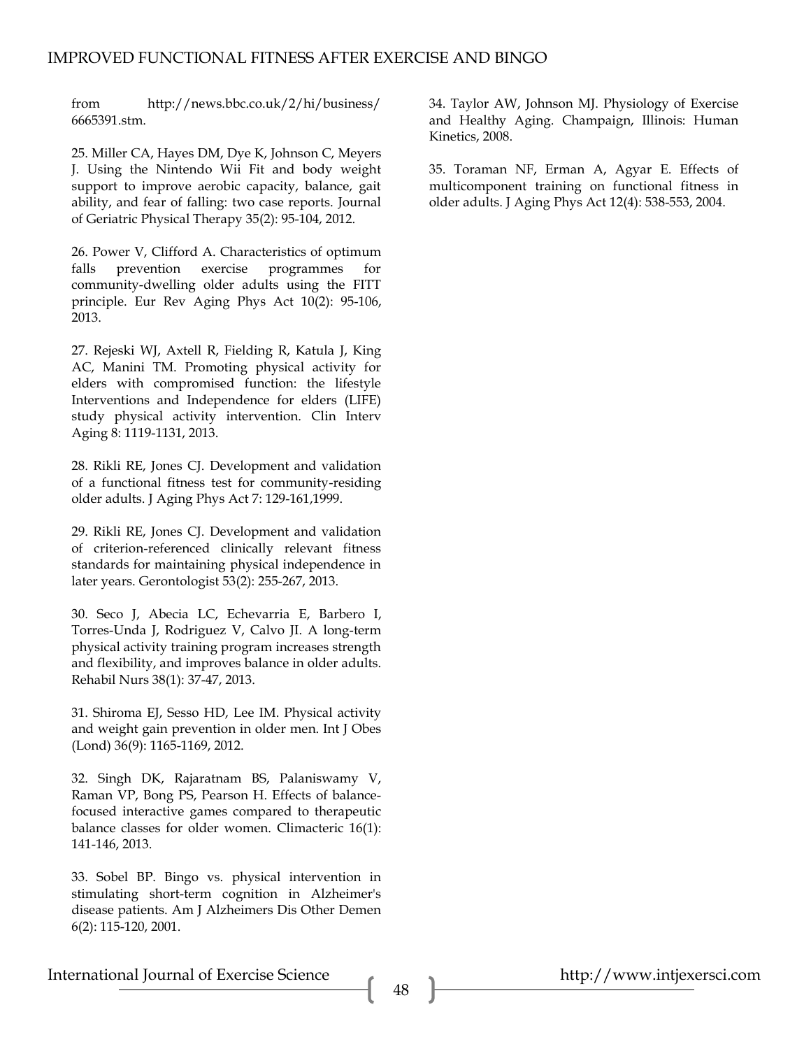from http://news.bbc.co.uk/2/hi/business/6665391.stm.

25. Miller CA, Hayes DM, Dye K, Johnson C, Meyers J. Using the Nintendo Wii Fit and body weight support to improve aerobic capacity, balance, gait ability, and fear of falling: two case reports. Journal of Geriatric Physical Therapy 35(2): 95-104, 2012.

26. Power V, Clifford A. Characteristics of optimum falls prevention exercise programmes for community-dwelling older adults using the FITT principle. Eur Rev Aging Phys Act 10(2): 95-106, 2013.

27. Rejeski WJ, Axtell R, Fielding R, Katula J, King AC, Manini TM. Promoting physical activity for elders with compromised function: the lifestyle Interventions and Independence for elders (LIFE) study physical activity intervention. Clin Interv Aging 8: 1119-1131, 2013.

28. Rikli RE, Jones CJ. Development and validation of a functional fitness test for community-residing older adults. J Aging Phys Act 7: 129-161,1999.

29. Rikli RE, Jones CJ. Development and validation of criterion-referenced clinically relevant fitness standards for maintaining physical independence in later years. Gerontologist 53(2): 255-267, 2013.

30. Seco J, Abecia LC, Echevarria E, Barbero I, Torres-Unda J, Rodriguez V, Calvo JI. A long-term physical activity training program increases strength and flexibility, and improves balance in older adults. Rehabil Nurs 38(1): 37-47, 2013.

31. Shiroma EJ, Sesso HD, Lee IM. Physical activity and weight gain prevention in older men. Int J Obes (Lond) 36(9): 1165-1169, 2012.

32. Singh DK, Rajaratnam BS, Palaniswamy V, Raman VP, Bong PS, Pearson H. Effects of balance-focused interactive games compared to therapeutic balance classes for older women. Climacteric 16(1): 141-146, 2013.

33. Sobel BP. Bingo vs. physical intervention in stimulating short-term cognition in Alzheimer's disease patients. Am J Alzheimers Dis Other Demen 6(2): 115-120, 2001.

34. Taylor AW, Johnson MJ. Physiology of Exercise and Healthy Aging. Champaign, Illinois: Human Kinetics, 2008.

35. Toraman NF, Erman A, Agyar E. Effects of multicomponent training on functional fitness in older adults. J Aging Phys Act 12(4): 538-553, 2004.